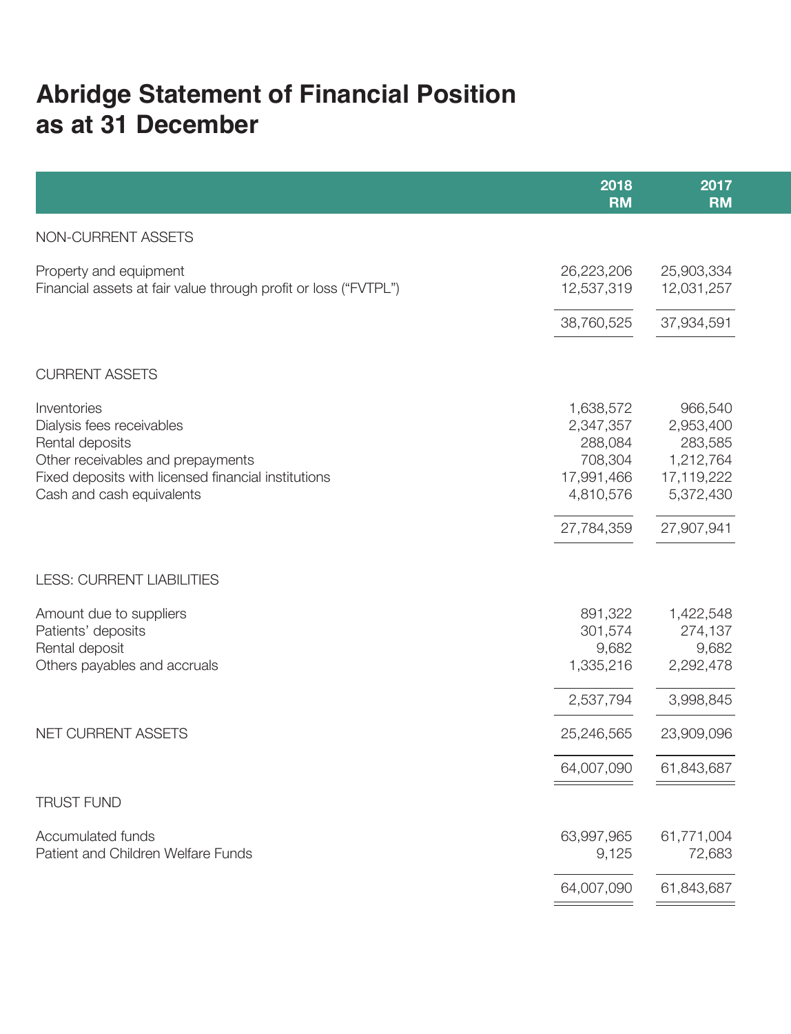# Abridge Statement of Financial Position as at 31 December

| | 2018 RM | 2017 RM |
|---|---|---|
| NON-CURRENT ASSETS | | |
| Property and equipment | 26,223,206 | 25,903,334 |
| Financial assets at fair value through profit or loss ("FVTPL") | 12,537,319 | 12,031,257 |
| | 38,760,525 | 37,934,591 |
| CURRENT ASSETS | | |
| Inventories | 1,638,572 | 966,540 |
| Dialysis fees receivables | 2,347,357 | 2,953,400 |
| Rental deposits | 288,084 | 283,585 |
| Other receivables and prepayments | 708,304 | 1,212,764 |
| Fixed deposits with licensed financial institutions | 17,991,466 | 17,119,222 |
| Cash and cash equivalents | 4,810,576 | 5,372,430 |
| | 27,784,359 | 27,907,941 |
| LESS: CURRENT LIABILITIES | | |
| Amount due to suppliers | 891,322 | 1,422,548 |
| Patients' deposits | 301,574 | 274,137 |
| Rental deposit | 9,682 | 9,682 |
| Others payables and accruals | 1,335,216 | 2,292,478 |
| | 2,537,794 | 3,998,845 |
| NET CURRENT ASSETS | 25,246,565 | 23,909,096 |
| | 64,007,090 | 61,843,687 |
| TRUST FUND | | |
| Accumulated funds | 63,997,965 | 61,771,004 |
| Patient and Children Welfare Funds | 9,125 | 72,683 |
| | 64,007,090 | 61,843,687 |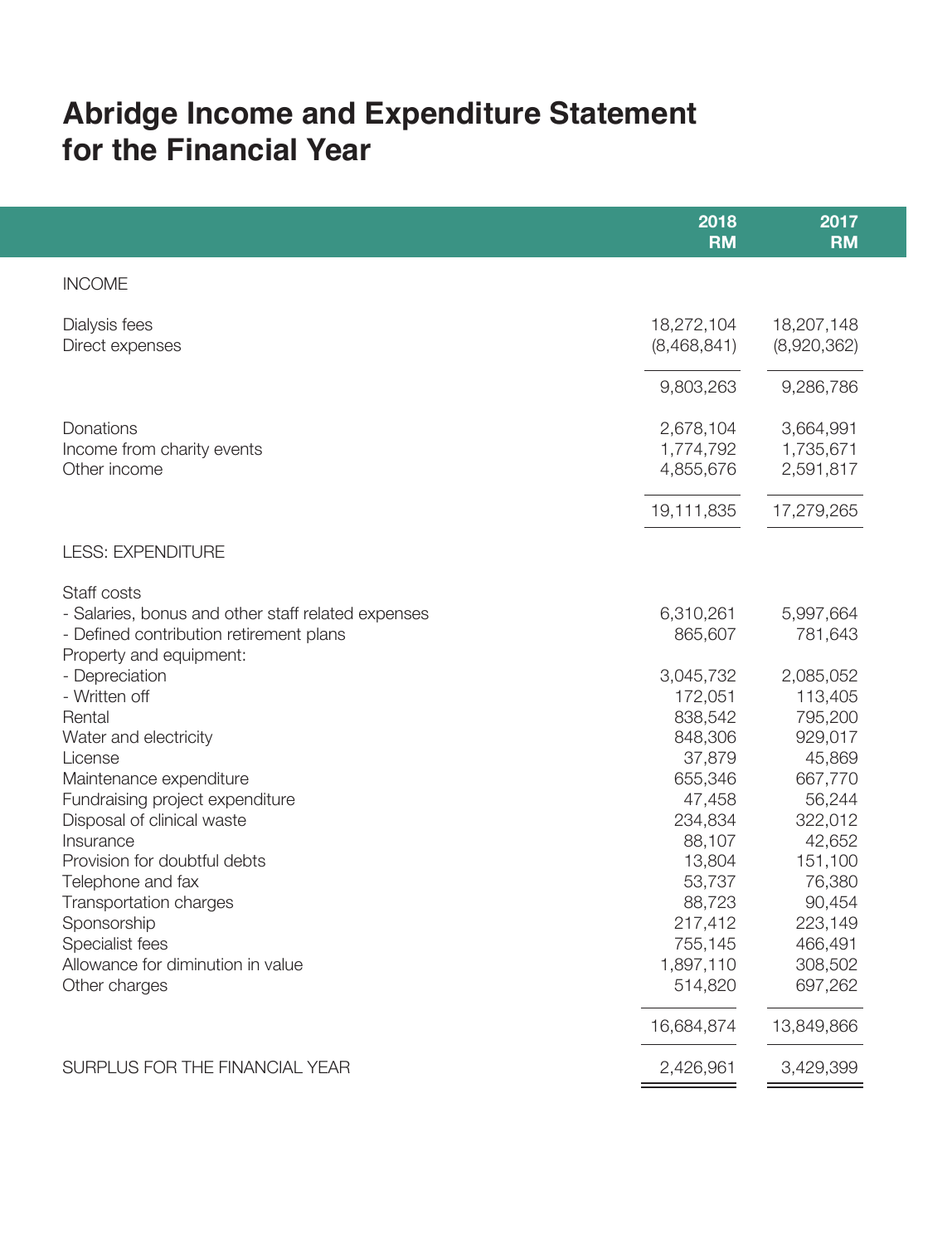# Abridge Income and Expenditure Statement for the Financial Year

| | 2018 RM | 2017 RM |
|---|---|---|
| INCOME | | |
| Dialysis fees | 18,272,104 | 18,207,148 |
| Direct expenses | (8,468,841) | (8,920,362) |
| | 9,803,263 | 9,286,786 |
| Donations | 2,678,104 | 3,664,991 |
| Income from charity events | 1,774,792 | 1,735,671 |
| Other income | 4,855,676 | 2,591,817 |
| | 19,111,835 | 17,279,265 |
| LESS: EXPENDITURE | | |
| Staff costs | | |
| - Salaries, bonus and other staff related expenses | 6,310,261 | 5,997,664 |
| - Defined contribution retirement plans | 865,607 | 781,643 |
| Property and equipment: | | |
| - Depreciation | 3,045,732 | 2,085,052 |
| - Written off | 172,051 | 113,405 |
| Rental | 838,542 | 795,200 |
| Water and electricity | 848,306 | 929,017 |
| License | 37,879 | 45,869 |
| Maintenance expenditure | 655,346 | 667,770 |
| Fundraising project expenditure | 47,458 | 56,244 |
| Disposal of clinical waste | 234,834 | 322,012 |
| Insurance | 88,107 | 42,652 |
| Provision for doubtful debts | 13,804 | 151,100 |
| Telephone and fax | 53,737 | 76,380 |
| Transportation charges | 88,723 | 90,454 |
| Sponsorship | 217,412 | 223,149 |
| Specialist fees | 755,145 | 466,491 |
| Allowance for diminution in value | 1,897,110 | 308,502 |
| Other charges | 514,820 | 697,262 |
| | 16,684,874 | 13,849,866 |
| SURPLUS FOR THE FINANCIAL YEAR | 2,426,961 | 3,429,399 |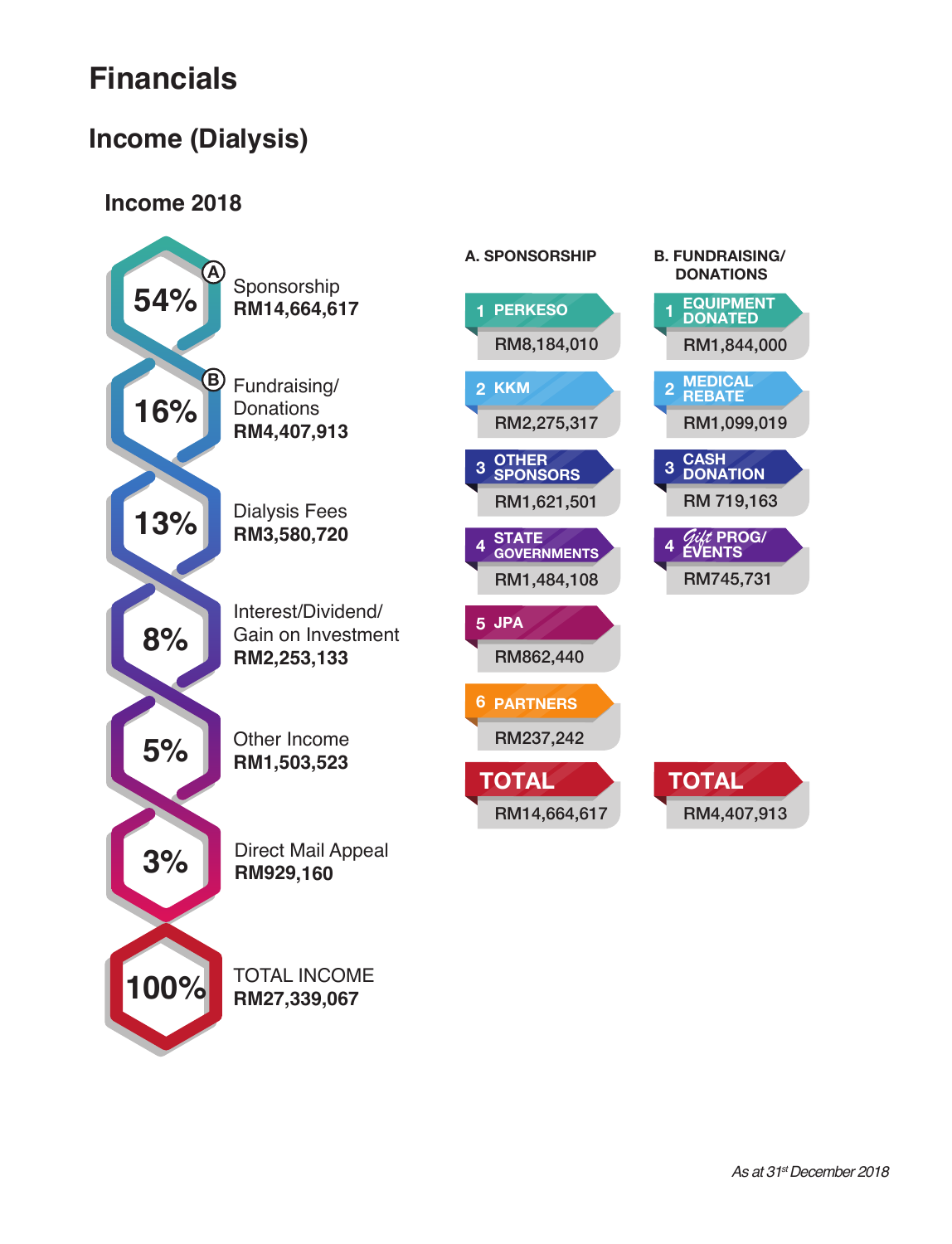# Financials

## Income (Dialysis)

### Income 2018

| % | Category | Amount |
|---|---|---|
| 54% | (A) Sponsorship | **RM14,664,617** |
| 16% | (B) Fundraising/ Donations | **RM4,407,913** |
| 13% | Dialysis Fees | **RM3,580,720** |
| 8% | Interest/Dividend/ Gain on Investment | **RM2,253,133** |
| 5% | Other Income | **RM1,503,523** |
| 3% | Direct Mail Appeal | **RM929,160** |
| 100% | TOTAL INCOME | **RM27,339,067** |

**A. SPONSORSHIP**

| No. | Sponsor | Amount |
|---|---|---|
| 1 | PERKESO | RM8,184,010 |
| 2 | KKM | RM2,275,317 |
| 3 | OTHER SPONSORS | RM1,621,501 |
| 4 | STATE GOVERNMENTS | RM1,484,108 |
| 5 | JPA | RM862,440 |
| 6 | PARTNERS | RM237,242 |
| | **TOTAL** | **RM14,664,617** |

**B. FUNDRAISING/ DONATIONS**

| No. | Source | Amount |
|---|---|---|
| 1 | EQUIPMENT DONATED | RM1,844,000 |
| 2 | MEDICAL REBATE | RM1,099,019 |
| 3 | CASH DONATION | RM 719,163 |
| 4 | Gift PROG/ EVENTS | RM745,731 |
| | **TOTAL** | **RM4,407,913** |

*As at 31st December 2018*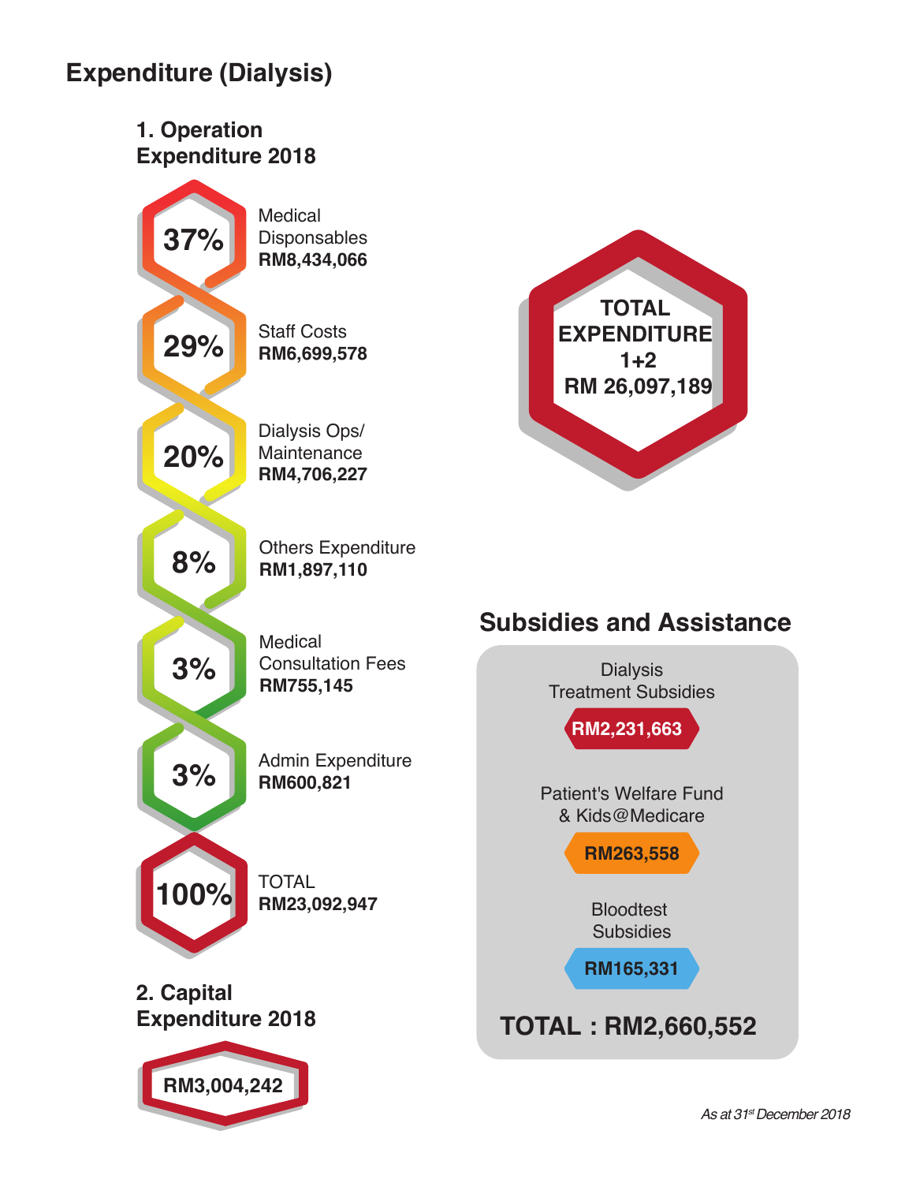# Expenditure (Dialysis)

## 1. Operation Expenditure 2018

| Percentage | Category | Amount |
| --- | --- | --- |
| 37% | Medical Disponsables | **RM8,434,066** |
| 29% | Staff Costs | **RM6,699,578** |
| 20% | Dialysis Ops/ Maintenance | **RM4,706,227** |
| 8% | Others Expenditure | **RM1,897,110** |
| 3% | Medical Consultation Fees | **RM755,145** |
| 3% | Admin Expenditure | **RM600,821** |
| 100% | TOTAL | **RM23,092,947** |

## 2. Capital Expenditure 2018

**RM3,004,242**

**TOTAL EXPENDITURE 1+2**
**RM 26,097,189**

## Subsidies and Assistance

Dialysis Treatment Subsidies
**RM2,231,663**

Patient's Welfare Fund & Kids@Medicare
**RM263,558**

Bloodtest Subsidies
**RM165,331**

**TOTAL : RM2,660,552**

*As at 31st December 2018*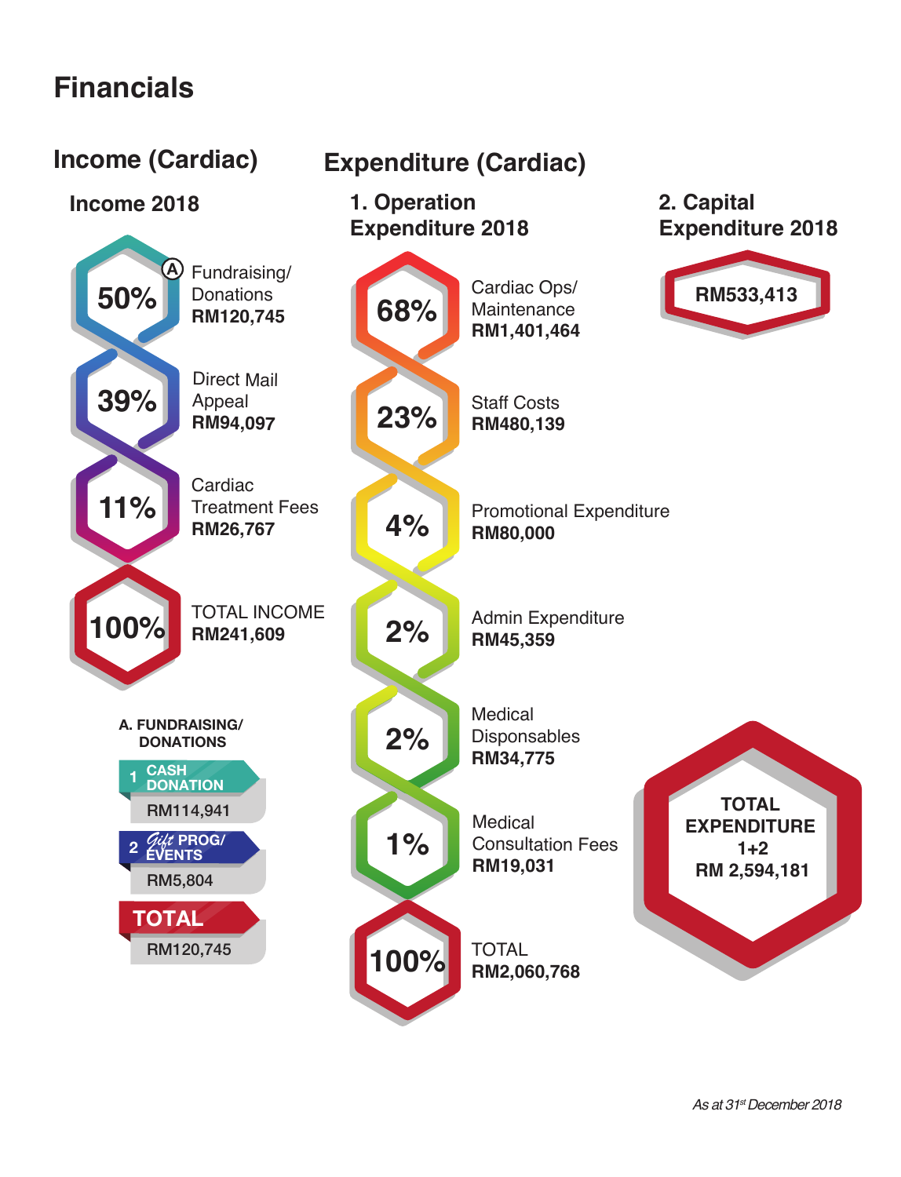# Financials

## Income (Cardiac)

### Income 2018

50% (A) Fundraising/ Donations **RM120,745**

39% Direct Mail Appeal **RM94,097**

11% Cardiac Treatment Fees **RM26,767**

100% TOTAL INCOME **RM241,609**

**A. FUNDRAISING/ DONATIONS**

1 CASH DONATION
RM114,941

2 *Gift* PROG/ EVENTS
RM5,804

TOTAL
RM120,745

## Expenditure (Cardiac)

### 1. Operation Expenditure 2018

68% Cardiac Ops/ Maintenance **RM1,401,464**

23% Staff Costs **RM480,139**

4% Promotional Expenditure **RM80,000**

2% Admin Expenditure **RM45,359**

2% Medical Disponsables **RM34,775**

1% Medical Consultation Fees **RM19,031**

100% TOTAL **RM2,060,768**

### 2. Capital Expenditure 2018

**RM533,413**

**TOTAL EXPENDITURE 1+2 RM 2,594,181**

*As at 31st December 2018*